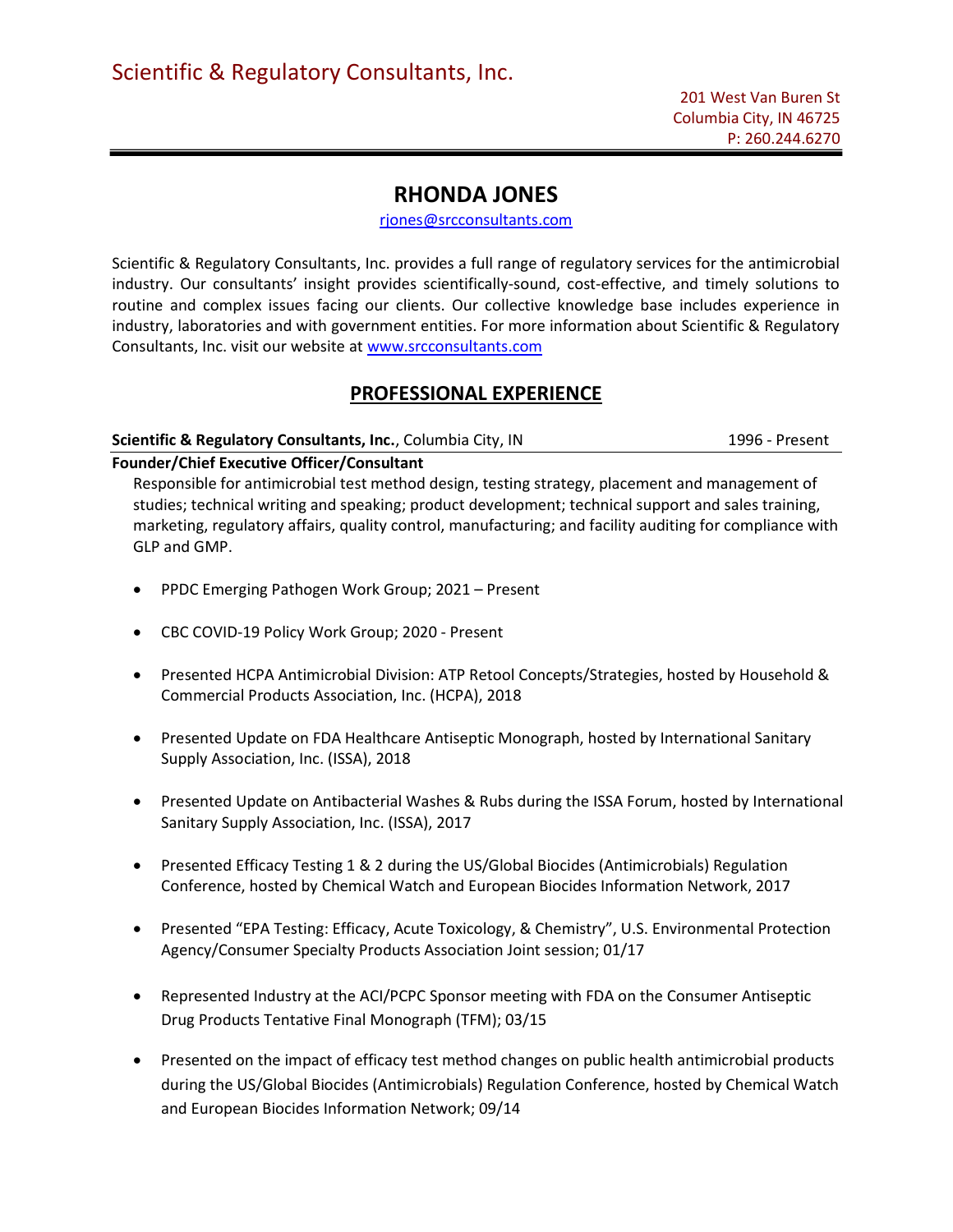# Scientific & Regulatory Consultants, Inc.

201 West Van Buren St
Columbia City, IN 46725
P: 260.244.6270

## RHONDA JONES

rjones@srcconsultants.com

Scientific & Regulatory Consultants, Inc. provides a full range of regulatory services for the antimicrobial industry. Our consultants' insight provides scientifically-sound, cost-effective, and timely solutions to routine and complex issues facing our clients. Our collective knowledge base includes experience in industry, laboratories and with government entities. For more information about Scientific & Regulatory Consultants, Inc. visit our website at www.srcconsultants.com

## PROFESSIONAL EXPERIENCE

**Scientific & Regulatory Consultants, Inc.**, Columbia City, IN — 1996 - Present

**Founder/Chief Executive Officer/Consultant**

Responsible for antimicrobial test method design, testing strategy, placement and management of studies; technical writing and speaking; product development; technical support and sales training, marketing, regulatory affairs, quality control, manufacturing; and facility auditing for compliance with GLP and GMP.

- PPDC Emerging Pathogen Work Group; 2021 – Present
- CBC COVID-19 Policy Work Group; 2020 - Present
- Presented HCPA Antimicrobial Division: ATP Retool Concepts/Strategies, hosted by Household & Commercial Products Association, Inc. (HCPA), 2018
- Presented Update on FDA Healthcare Antiseptic Monograph, hosted by International Sanitary Supply Association, Inc. (ISSA), 2018
- Presented Update on Antibacterial Washes & Rubs during the ISSA Forum, hosted by International Sanitary Supply Association, Inc. (ISSA), 2017
- Presented Efficacy Testing 1 & 2 during the US/Global Biocides (Antimicrobials) Regulation Conference, hosted by Chemical Watch and European Biocides Information Network, 2017
- Presented "EPA Testing: Efficacy, Acute Toxicology, & Chemistry", U.S. Environmental Protection Agency/Consumer Specialty Products Association Joint session; 01/17
- Represented Industry at the ACI/PCPC Sponsor meeting with FDA on the Consumer Antiseptic Drug Products Tentative Final Monograph (TFM); 03/15
- Presented on the impact of efficacy test method changes on public health antimicrobial products during the US/Global Biocides (Antimicrobials) Regulation Conference, hosted by Chemical Watch and European Biocides Information Network; 09/14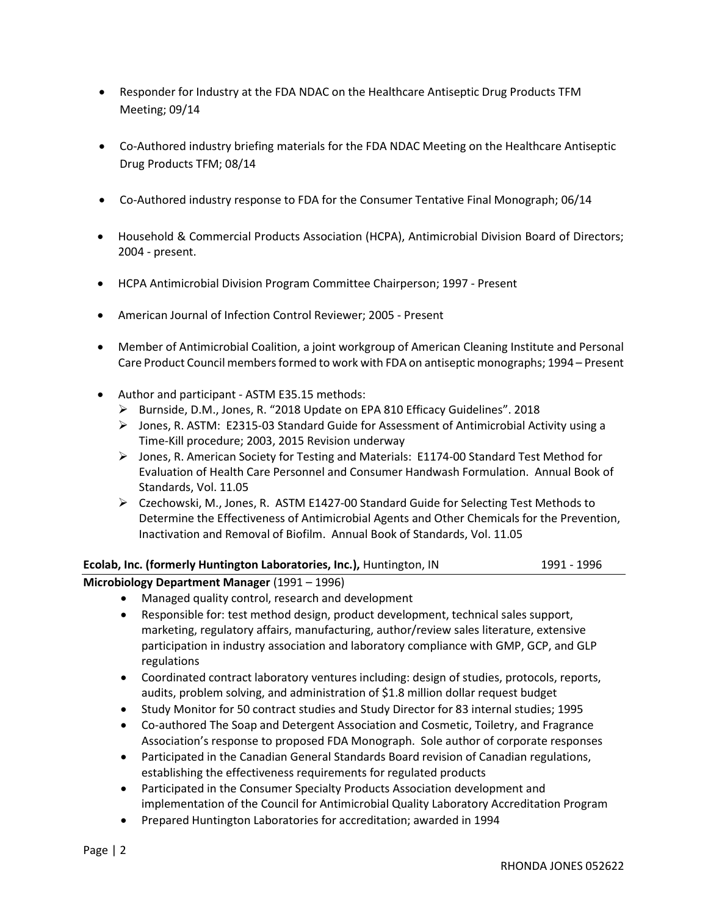- Responder for Industry at the FDA NDAC on the Healthcare Antiseptic Drug Products TFM Meeting; 09/14

- Co-Authored industry briefing materials for the FDA NDAC Meeting on the Healthcare Antiseptic Drug Products TFM; 08/14

- Co-Authored industry response to FDA for the Consumer Tentative Final Monograph; 06/14

- Household & Commercial Products Association (HCPA), Antimicrobial Division Board of Directors; 2004 - present.

- HCPA Antimicrobial Division Program Committee Chairperson; 1997 - Present

- American Journal of Infection Control Reviewer; 2005 - Present

- Member of Antimicrobial Coalition, a joint workgroup of American Cleaning Institute and Personal Care Product Council members formed to work with FDA on antiseptic monographs; 1994 – Present

- Author and participant - ASTM E35.15 methods:
  - Burnside, D.M., Jones, R. "2018 Update on EPA 810 Efficacy Guidelines". 2018
  - Jones, R. ASTM: E2315-03 Standard Guide for Assessment of Antimicrobial Activity using a Time-Kill procedure; 2003, 2015 Revision underway
  - Jones, R. American Society for Testing and Materials: E1174-00 Standard Test Method for Evaluation of Health Care Personnel and Consumer Handwash Formulation. Annual Book of Standards, Vol. 11.05
  - Czechowski, M., Jones, R. ASTM E1427-00 Standard Guide for Selecting Test Methods to Determine the Effectiveness of Antimicrobial Agents and Other Chemicals for the Prevention, Inactivation and Removal of Biofilm. Annual Book of Standards, Vol. 11.05

**Ecolab, Inc. (formerly Huntington Laboratories, Inc.),** Huntington, IN 1991 - 1996

**Microbiology Department Manager** (1991 – 1996)

- Managed quality control, research and development
- Responsible for: test method design, product development, technical sales support, marketing, regulatory affairs, manufacturing, author/review sales literature, extensive participation in industry association and laboratory compliance with GMP, GCP, and GLP regulations
- Coordinated contract laboratory ventures including: design of studies, protocols, reports, audits, problem solving, and administration of $1.8 million dollar request budget
- Study Monitor for 50 contract studies and Study Director for 83 internal studies; 1995
- Co-authored The Soap and Detergent Association and Cosmetic, Toiletry, and Fragrance Association's response to proposed FDA Monograph. Sole author of corporate responses
- Participated in the Canadian General Standards Board revision of Canadian regulations, establishing the effectiveness requirements for regulated products
- Participated in the Consumer Specialty Products Association development and implementation of the Council for Antimicrobial Quality Laboratory Accreditation Program
- Prepared Huntington Laboratories for accreditation; awarded in 1994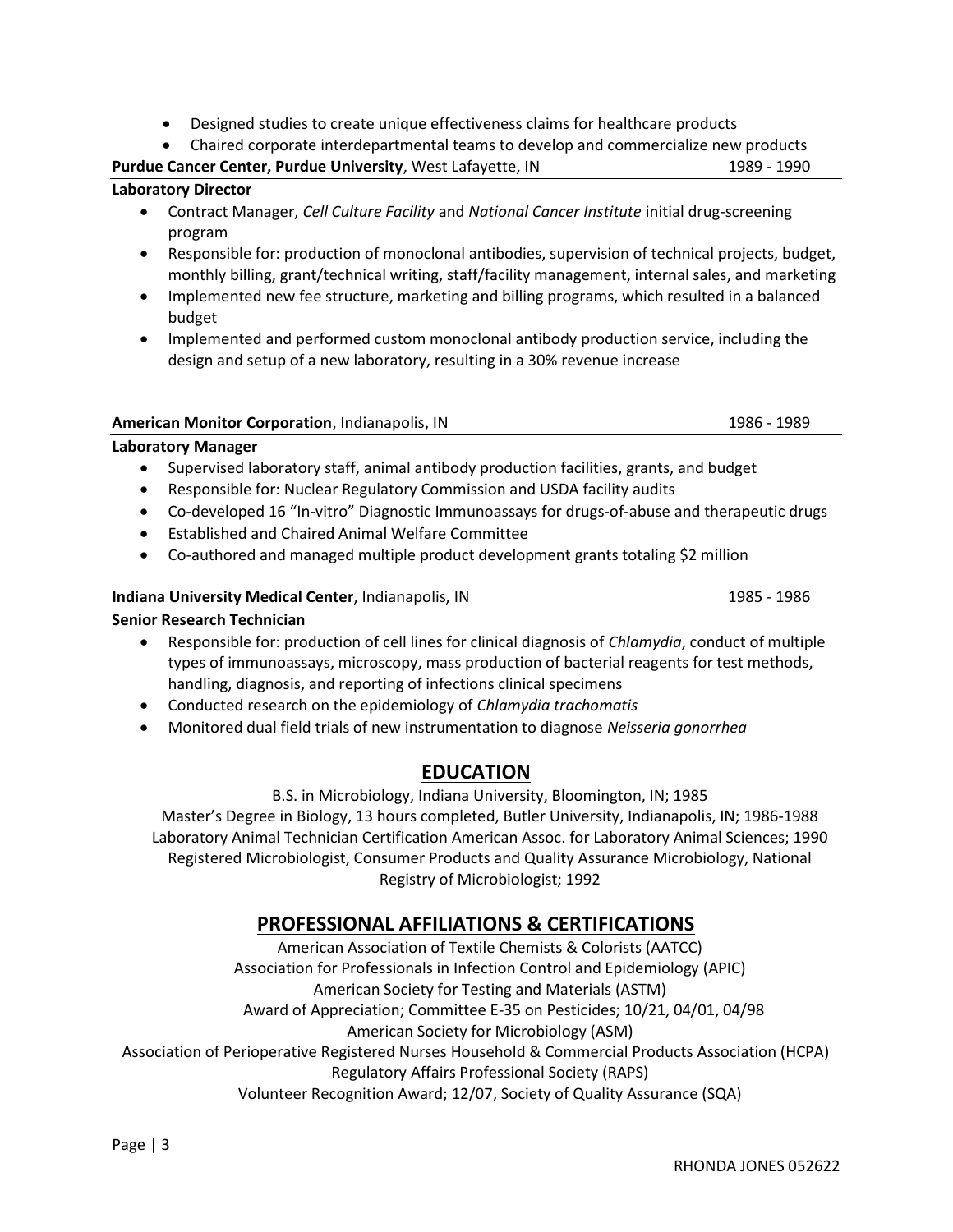- Designed studies to create unique effectiveness claims for healthcare products
- Chaired corporate interdepartmental teams to develop and commercialize new products

**Purdue Cancer Center, Purdue University**, West Lafayette, IN 1989 - 1990

**Laboratory Director**

- Contract Manager, *Cell Culture Facility* and *National Cancer Institute* initial drug-screening program
- Responsible for: production of monoclonal antibodies, supervision of technical projects, budget, monthly billing, grant/technical writing, staff/facility management, internal sales, and marketing
- Implemented new fee structure, marketing and billing programs, which resulted in a balanced budget
- Implemented and performed custom monoclonal antibody production service, including the design and setup of a new laboratory, resulting in a 30% revenue increase

**American Monitor Corporation**, Indianapolis, IN 1986 - 1989

**Laboratory Manager**

- Supervised laboratory staff, animal antibody production facilities, grants, and budget
- Responsible for: Nuclear Regulatory Commission and USDA facility audits
- Co-developed 16 "In-vitro" Diagnostic Immunoassays for drugs-of-abuse and therapeutic drugs
- Established and Chaired Animal Welfare Committee
- Co-authored and managed multiple product development grants totaling $2 million

**Indiana University Medical Center**, Indianapolis, IN 1985 - 1986

**Senior Research Technician**

- Responsible for: production of cell lines for clinical diagnosis of *Chlamydia*, conduct of multiple types of immunoassays, microscopy, mass production of bacterial reagents for test methods, handling, diagnosis, and reporting of infections clinical specimens
- Conducted research on the epidemiology of *Chlamydia trachomatis*
- Monitored dual field trials of new instrumentation to diagnose *Neisseria gonorrhea*

## EDUCATION

B.S. in Microbiology, Indiana University, Bloomington, IN; 1985

Master's Degree in Biology, 13 hours completed, Butler University, Indianapolis, IN; 1986-1988

Laboratory Animal Technician Certification American Assoc. for Laboratory Animal Sciences; 1990

Registered Microbiologist, Consumer Products and Quality Assurance Microbiology, National Registry of Microbiologist; 1992

## PROFESSIONAL AFFILIATIONS & CERTIFICATIONS

American Association of Textile Chemists & Colorists (AATCC)

Association for Professionals in Infection Control and Epidemiology (APIC)

American Society for Testing and Materials (ASTM)

Award of Appreciation; Committee E-35 on Pesticides; 10/21, 04/01, 04/98

American Society for Microbiology (ASM)

Association of Perioperative Registered Nurses Household & Commercial Products Association (HCPA)

Regulatory Affairs Professional Society (RAPS)

Volunteer Recognition Award; 12/07, Society of Quality Assurance (SQA)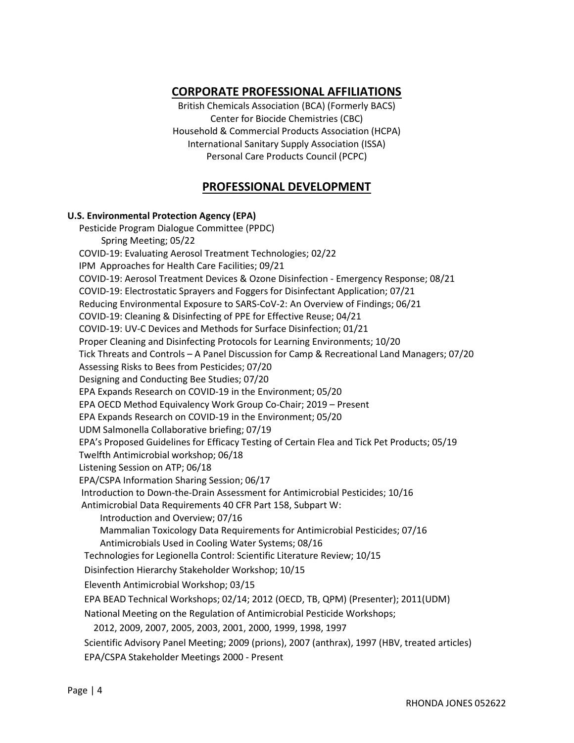## CORPORATE PROFESSIONAL AFFILIATIONS

British Chemicals Association (BCA) (Formerly BACS)
Center for Biocide Chemistries (CBC)
Household & Commercial Products Association (HCPA)
International Sanitary Supply Association (ISSA)
Personal Care Products Council (PCPC)

## PROFESSIONAL DEVELOPMENT

**U.S. Environmental Protection Agency (EPA)**

- Pesticide Program Dialogue Committee (PPDC)
  - Spring Meeting; 05/22
- COVID-19: Evaluating Aerosol Treatment Technologies; 02/22
- IPM Approaches for Health Care Facilities; 09/21
- COVID-19: Aerosol Treatment Devices & Ozone Disinfection - Emergency Response; 08/21
- COVID-19: Electrostatic Sprayers and Foggers for Disinfectant Application; 07/21
- Reducing Environmental Exposure to SARS-CoV-2: An Overview of Findings; 06/21
- COVID-19: Cleaning & Disinfecting of PPE for Effective Reuse; 04/21
- COVID-19: UV-C Devices and Methods for Surface Disinfection; 01/21
- Proper Cleaning and Disinfecting Protocols for Learning Environments; 10/20
- Tick Threats and Controls – A Panel Discussion for Camp & Recreational Land Managers; 07/20
- Assessing Risks to Bees from Pesticides; 07/20
- Designing and Conducting Bee Studies; 07/20
- EPA Expands Research on COVID-19 in the Environment; 05/20
- EPA OECD Method Equivalency Work Group Co-Chair; 2019 – Present
- EPA Expands Research on COVID-19 in the Environment; 05/20
- UDM Salmonella Collaborative briefing; 07/19
- EPA's Proposed Guidelines for Efficacy Testing of Certain Flea and Tick Pet Products; 05/19
- Twelfth Antimicrobial workshop; 06/18
- Listening Session on ATP; 06/18
- EPA/CSPA Information Sharing Session; 06/17
- Introduction to Down-the-Drain Assessment for Antimicrobial Pesticides; 10/16
- Antimicrobial Data Requirements 40 CFR Part 158, Subpart W:
  - Introduction and Overview; 07/16
  - Mammalian Toxicology Data Requirements for Antimicrobial Pesticides; 07/16
  - Antimicrobials Used in Cooling Water Systems; 08/16
- Technologies for Legionella Control: Scientific Literature Review; 10/15
- Disinfection Hierarchy Stakeholder Workshop; 10/15
- Eleventh Antimicrobial Workshop; 03/15
- EPA BEAD Technical Workshops; 02/14; 2012 (OECD, TB, QPM) (Presenter); 2011(UDM)
- National Meeting on the Regulation of Antimicrobial Pesticide Workshops;
  2012, 2009, 2007, 2005, 2003, 2001, 2000, 1999, 1998, 1997
- Scientific Advisory Panel Meeting; 2009 (prions), 2007 (anthrax), 1997 (HBV, treated articles)
- EPA/CSPA Stakeholder Meetings 2000 - Present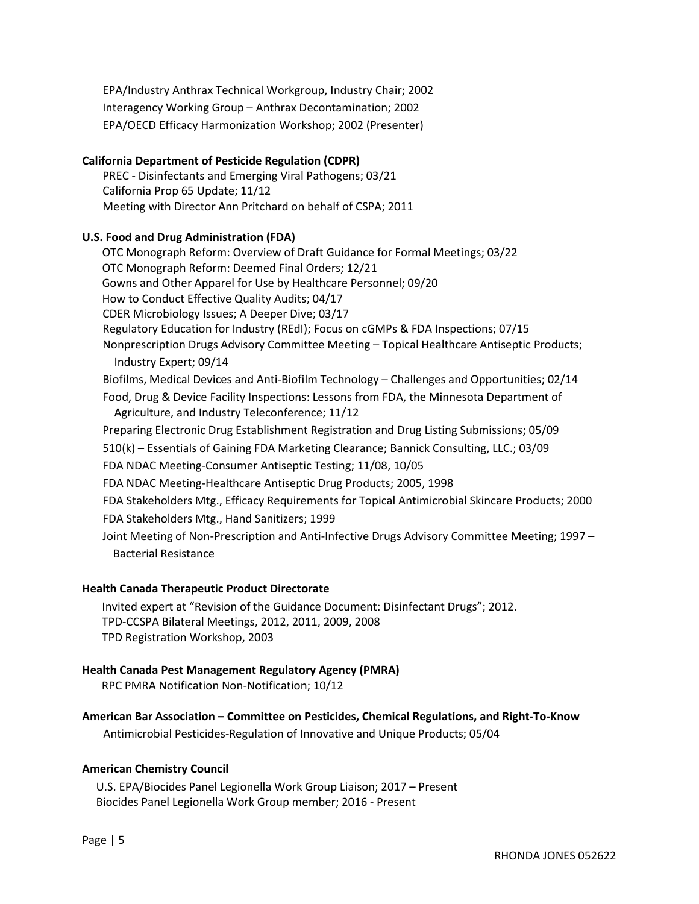EPA/Industry Anthrax Technical Workgroup, Industry Chair; 2002
Interagency Working Group – Anthrax Decontamination; 2002
EPA/OECD Efficacy Harmonization Workshop; 2002 (Presenter)

**California Department of Pesticide Regulation (CDPR)**

PREC - Disinfectants and Emerging Viral Pathogens; 03/21
California Prop 65 Update; 11/12
Meeting with Director Ann Pritchard on behalf of CSPA; 2011

**U.S. Food and Drug Administration (FDA)**

OTC Monograph Reform: Overview of Draft Guidance for Formal Meetings; 03/22
OTC Monograph Reform: Deemed Final Orders; 12/21
Gowns and Other Apparel for Use by Healthcare Personnel; 09/20
How to Conduct Effective Quality Audits; 04/17
CDER Microbiology Issues; A Deeper Dive; 03/17
Regulatory Education for Industry (REdI); Focus on cGMPs & FDA Inspections; 07/15
Nonprescription Drugs Advisory Committee Meeting – Topical Healthcare Antiseptic Products; Industry Expert; 09/14
Biofilms, Medical Devices and Anti-Biofilm Technology – Challenges and Opportunities; 02/14
Food, Drug & Device Facility Inspections: Lessons from FDA, the Minnesota Department of Agriculture, and Industry Teleconference; 11/12
Preparing Electronic Drug Establishment Registration and Drug Listing Submissions; 05/09
510(k) – Essentials of Gaining FDA Marketing Clearance; Bannick Consulting, LLC.; 03/09
FDA NDAC Meeting-Consumer Antiseptic Testing; 11/08, 10/05
FDA NDAC Meeting-Healthcare Antiseptic Drug Products; 2005, 1998
FDA Stakeholders Mtg., Efficacy Requirements for Topical Antimicrobial Skincare Products; 2000
FDA Stakeholders Mtg., Hand Sanitizers; 1999
Joint Meeting of Non-Prescription and Anti-Infective Drugs Advisory Committee Meeting; 1997 – Bacterial Resistance

**Health Canada Therapeutic Product Directorate**

Invited expert at "Revision of the Guidance Document: Disinfectant Drugs"; 2012.
TPD-CCSPA Bilateral Meetings, 2012, 2011, 2009, 2008
TPD Registration Workshop, 2003

**Health Canada Pest Management Regulatory Agency (PMRA)**

RPC PMRA Notification Non-Notification; 10/12

**American Bar Association – Committee on Pesticides, Chemical Regulations, and Right-To-Know**

Antimicrobial Pesticides-Regulation of Innovative and Unique Products; 05/04

**American Chemistry Council**

U.S. EPA/Biocides Panel Legionella Work Group Liaison; 2017 – Present
Biocides Panel Legionella Work Group member; 2016 - Present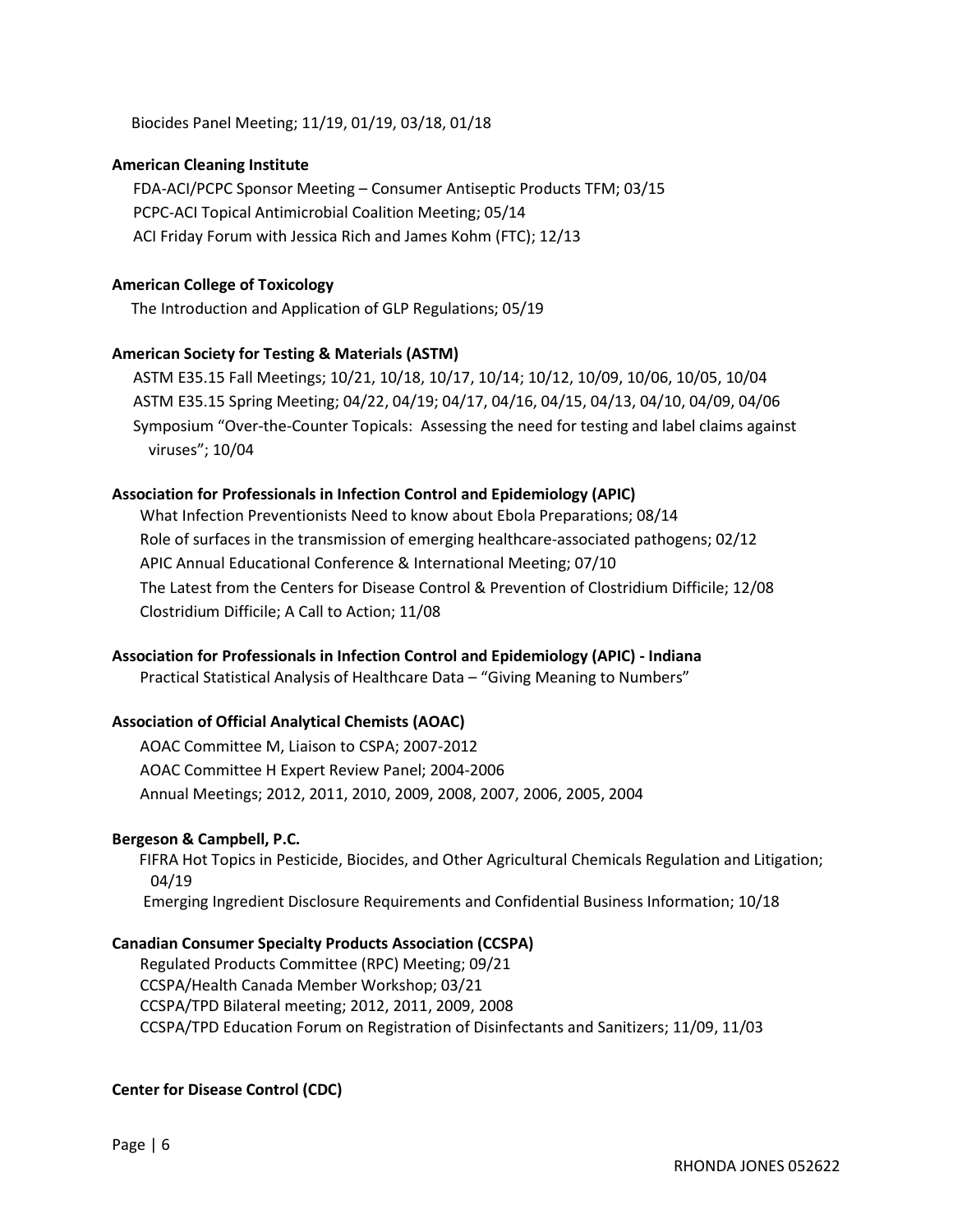Biocides Panel Meeting; 11/19, 01/19, 03/18, 01/18

**American Cleaning Institute**

FDA-ACI/PCPC Sponsor Meeting – Consumer Antiseptic Products TFM; 03/15
PCPC-ACI Topical Antimicrobial Coalition Meeting; 05/14
ACI Friday Forum with Jessica Rich and James Kohm (FTC); 12/13

**American College of Toxicology**

The Introduction and Application of GLP Regulations; 05/19

**American Society for Testing & Materials (ASTM)**

ASTM E35.15 Fall Meetings; 10/21, 10/18, 10/17, 10/14; 10/12, 10/09, 10/06, 10/05, 10/04
ASTM E35.15 Spring Meeting; 04/22, 04/19; 04/17, 04/16, 04/15, 04/13, 04/10, 04/09, 04/06
Symposium "Over-the-Counter Topicals: Assessing the need for testing and label claims against viruses"; 10/04

**Association for Professionals in Infection Control and Epidemiology (APIC)**

What Infection Preventionists Need to know about Ebola Preparations; 08/14
Role of surfaces in the transmission of emerging healthcare-associated pathogens; 02/12
APIC Annual Educational Conference & International Meeting; 07/10
The Latest from the Centers for Disease Control & Prevention of Clostridium Difficile; 12/08
Clostridium Difficile; A Call to Action; 11/08

**Association for Professionals in Infection Control and Epidemiology (APIC) - Indiana**

Practical Statistical Analysis of Healthcare Data – "Giving Meaning to Numbers"

**Association of Official Analytical Chemists (AOAC)**

AOAC Committee M, Liaison to CSPA; 2007-2012
AOAC Committee H Expert Review Panel; 2004-2006
Annual Meetings; 2012, 2011, 2010, 2009, 2008, 2007, 2006, 2005, 2004

**Bergeson & Campbell, P.C.**

FIFRA Hot Topics in Pesticide, Biocides, and Other Agricultural Chemicals Regulation and Litigation; 04/19
Emerging Ingredient Disclosure Requirements and Confidential Business Information; 10/18

**Canadian Consumer Specialty Products Association (CCSPA)**

Regulated Products Committee (RPC) Meeting; 09/21
CCSPA/Health Canada Member Workshop; 03/21
CCSPA/TPD Bilateral meeting; 2012, 2011, 2009, 2008
CCSPA/TPD Education Forum on Registration of Disinfectants and Sanitizers; 11/09, 11/03

**Center for Disease Control (CDC)**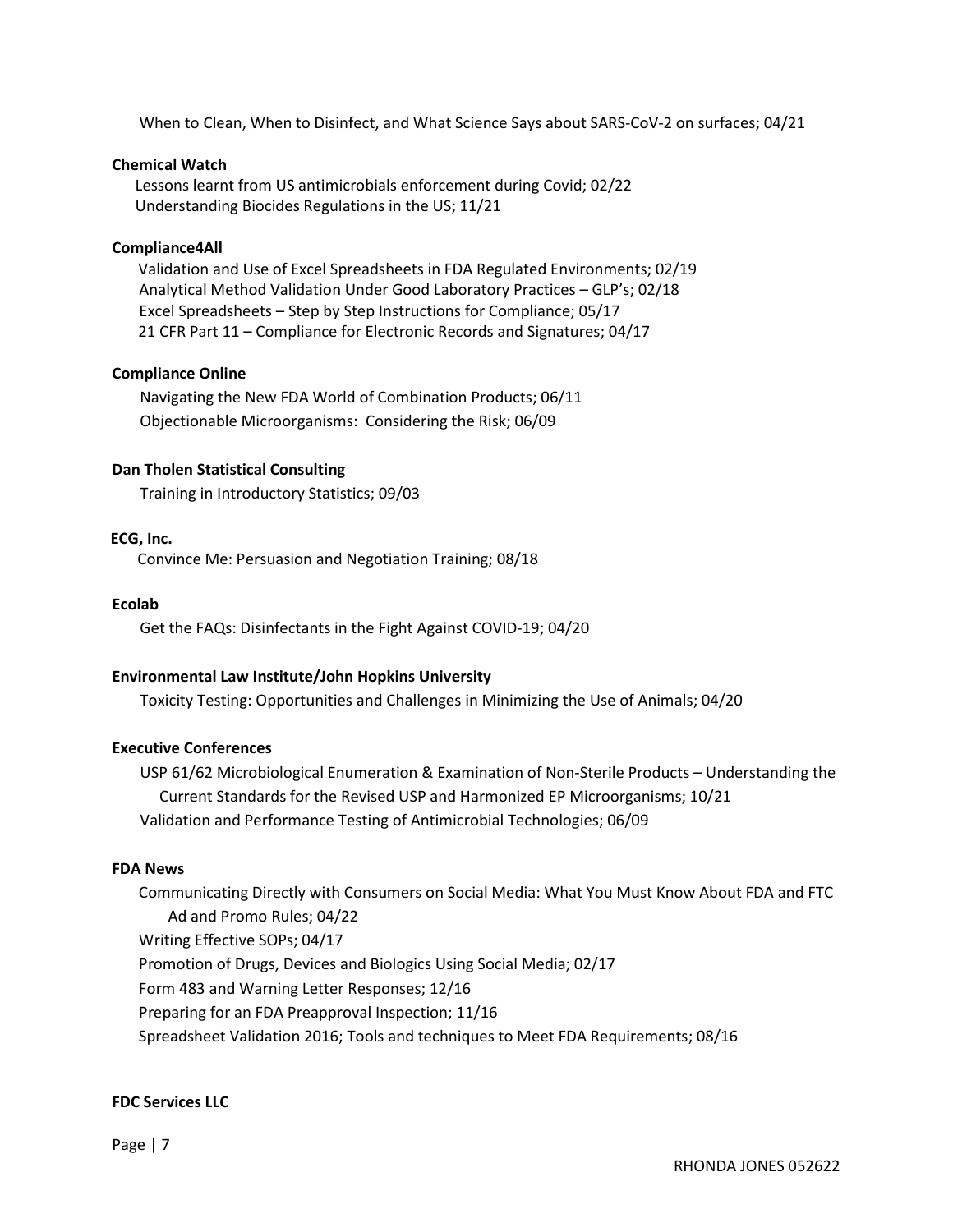When to Clean, When to Disinfect, and What Science Says about SARS-CoV-2 on surfaces; 04/21

**Chemical Watch**

Lessons learnt from US antimicrobials enforcement during Covid; 02/22
Understanding Biocides Regulations in the US; 11/21

**Compliance4All**

Validation and Use of Excel Spreadsheets in FDA Regulated Environments; 02/19
Analytical Method Validation Under Good Laboratory Practices – GLP's; 02/18
Excel Spreadsheets – Step by Step Instructions for Compliance; 05/17
21 CFR Part 11 – Compliance for Electronic Records and Signatures; 04/17

**Compliance Online**

Navigating the New FDA World of Combination Products; 06/11
Objectionable Microorganisms: Considering the Risk; 06/09

**Dan Tholen Statistical Consulting**

Training in Introductory Statistics; 09/03

**ECG, Inc.**

Convince Me: Persuasion and Negotiation Training; 08/18

**Ecolab**

Get the FAQs: Disinfectants in the Fight Against COVID-19; 04/20

**Environmental Law Institute/John Hopkins University**

Toxicity Testing: Opportunities and Challenges in Minimizing the Use of Animals; 04/20

**Executive Conferences**

USP 61/62 Microbiological Enumeration & Examination of Non-Sterile Products – Understanding the Current Standards for the Revised USP and Harmonized EP Microorganisms; 10/21
Validation and Performance Testing of Antimicrobial Technologies; 06/09

**FDA News**

Communicating Directly with Consumers on Social Media: What You Must Know About FDA and FTC Ad and Promo Rules; 04/22
Writing Effective SOPs; 04/17
Promotion of Drugs, Devices and Biologics Using Social Media; 02/17
Form 483 and Warning Letter Responses; 12/16
Preparing for an FDA Preapproval Inspection; 11/16
Spreadsheet Validation 2016; Tools and techniques to Meet FDA Requirements; 08/16

**FDC Services LLC**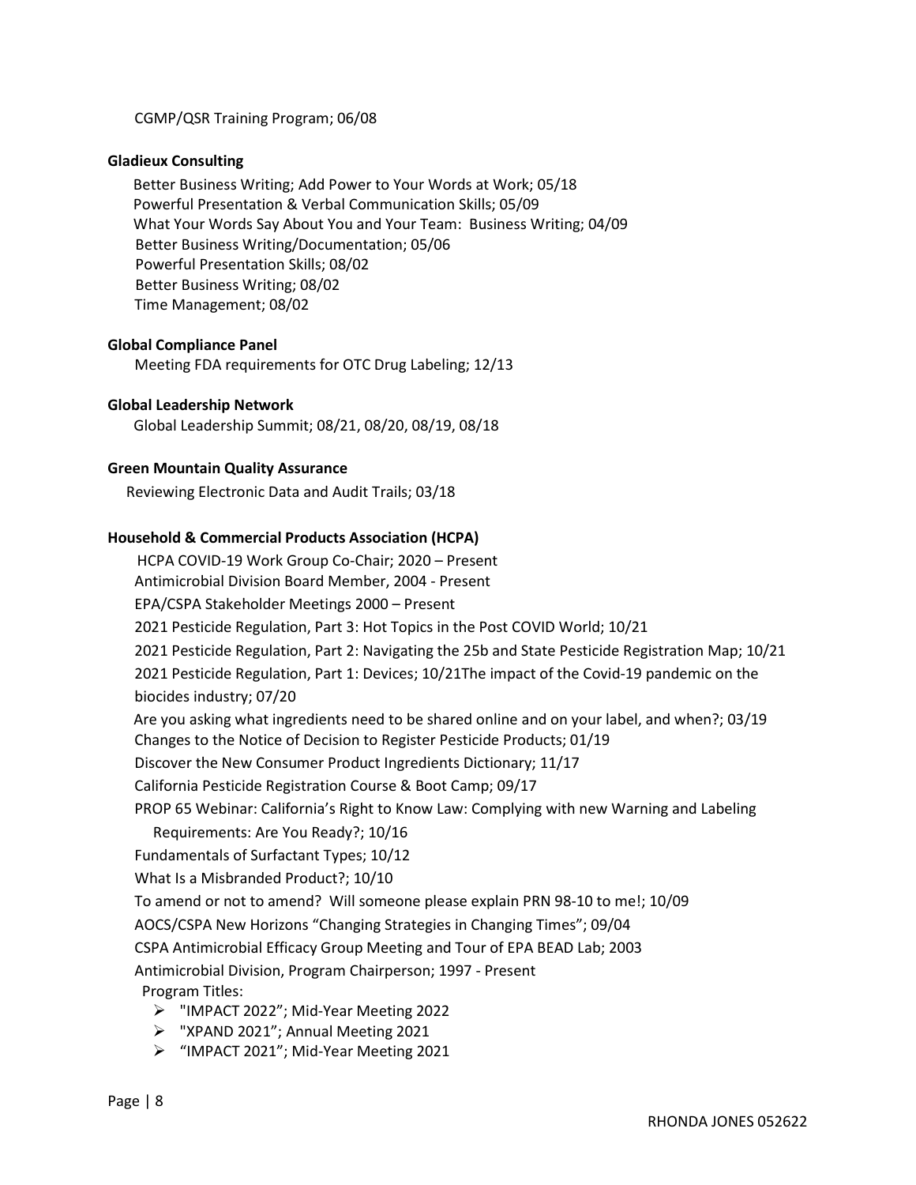CGMP/QSR Training Program; 06/08

**Gladieux Consulting**

Better Business Writing; Add Power to Your Words at Work; 05/18
Powerful Presentation & Verbal Communication Skills; 05/09
What Your Words Say About You and Your Team: Business Writing; 04/09
Better Business Writing/Documentation; 05/06
Powerful Presentation Skills; 08/02
Better Business Writing; 08/02
Time Management; 08/02

**Global Compliance Panel**

Meeting FDA requirements for OTC Drug Labeling; 12/13

**Global Leadership Network**

Global Leadership Summit; 08/21, 08/20, 08/19, 08/18

**Green Mountain Quality Assurance**

Reviewing Electronic Data and Audit Trails; 03/18

**Household & Commercial Products Association (HCPA)**

HCPA COVID-19 Work Group Co-Chair; 2020 – Present
Antimicrobial Division Board Member, 2004 - Present
EPA/CSPA Stakeholder Meetings 2000 – Present
2021 Pesticide Regulation, Part 3: Hot Topics in the Post COVID World; 10/21
2021 Pesticide Regulation, Part 2: Navigating the 25b and State Pesticide Registration Map; 10/21
2021 Pesticide Regulation, Part 1: Devices; 10/21The impact of the Covid-19 pandemic on the biocides industry; 07/20
Are you asking what ingredients need to be shared online and on your label, and when?; 03/19
Changes to the Notice of Decision to Register Pesticide Products; 01/19
Discover the New Consumer Product Ingredients Dictionary; 11/17
California Pesticide Registration Course & Boot Camp; 09/17
PROP 65 Webinar: California's Right to Know Law: Complying with new Warning and Labeling Requirements: Are You Ready?; 10/16
Fundamentals of Surfactant Types; 10/12
What Is a Misbranded Product?; 10/10
To amend or not to amend? Will someone please explain PRN 98-10 to me!; 10/09
AOCS/CSPA New Horizons "Changing Strategies in Changing Times"; 09/04
CSPA Antimicrobial Efficacy Group Meeting and Tour of EPA BEAD Lab; 2003
Antimicrobial Division, Program Chairperson; 1997 - Present
Program Titles:

- "IMPACT 2022"; Mid-Year Meeting 2022
- "XPAND 2021"; Annual Meeting 2021
- "IMPACT 2021"; Mid-Year Meeting 2021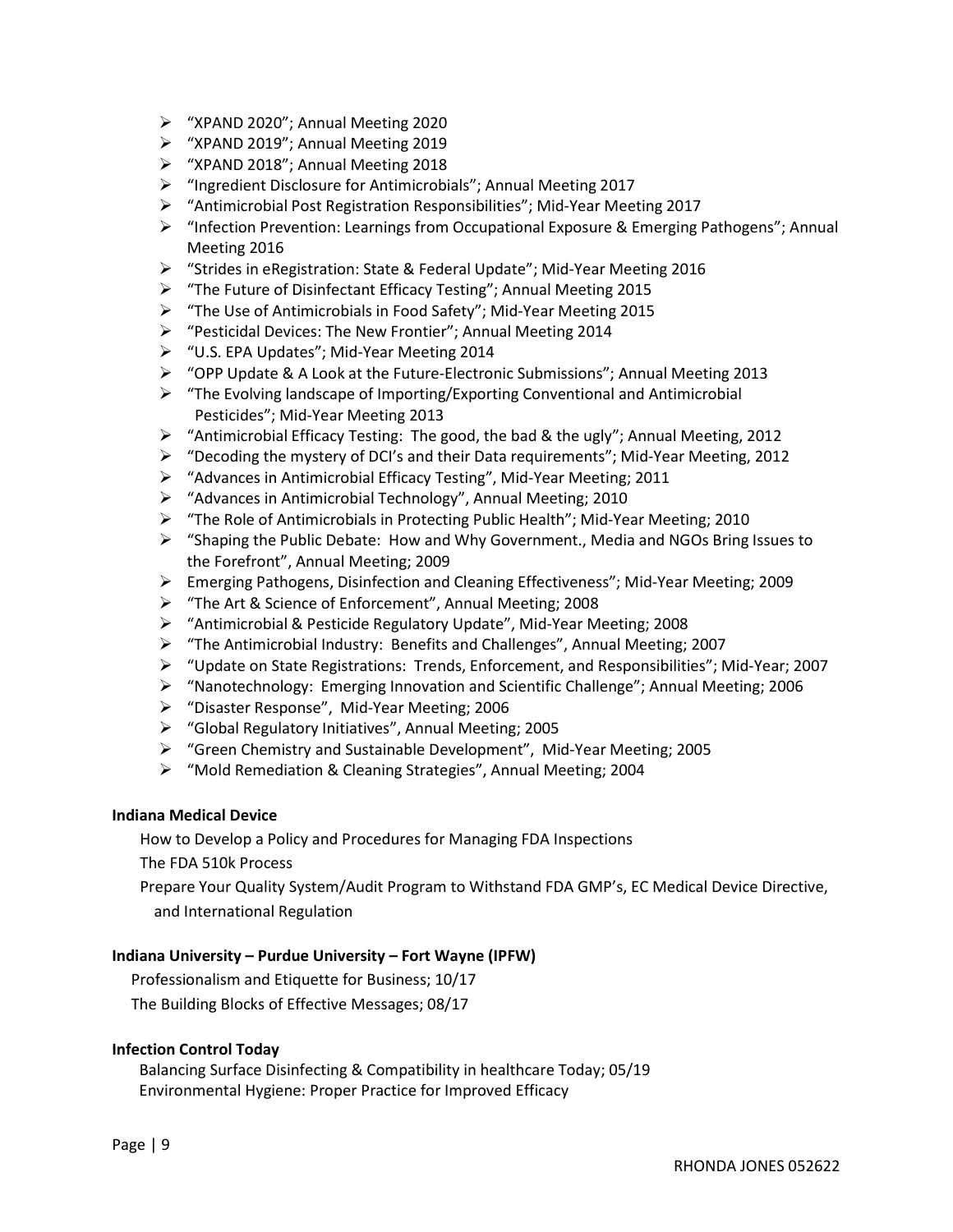- "XPAND 2020"; Annual Meeting 2020
- "XPAND 2019"; Annual Meeting 2019
- "XPAND 2018"; Annual Meeting 2018
- "Ingredient Disclosure for Antimicrobials"; Annual Meeting 2017
- "Antimicrobial Post Registration Responsibilities"; Mid-Year Meeting 2017
- "Infection Prevention: Learnings from Occupational Exposure & Emerging Pathogens"; Annual Meeting 2016
- "Strides in eRegistration: State & Federal Update"; Mid-Year Meeting 2016
- "The Future of Disinfectant Efficacy Testing"; Annual Meeting 2015
- "The Use of Antimicrobials in Food Safety"; Mid-Year Meeting 2015
- "Pesticidal Devices: The New Frontier"; Annual Meeting 2014
- "U.S. EPA Updates"; Mid-Year Meeting 2014
- "OPP Update & A Look at the Future-Electronic Submissions"; Annual Meeting 2013
- "The Evolving landscape of Importing/Exporting Conventional and Antimicrobial Pesticides"; Mid-Year Meeting 2013
- "Antimicrobial Efficacy Testing: The good, the bad & the ugly"; Annual Meeting, 2012
- "Decoding the mystery of DCI's and their Data requirements"; Mid-Year Meeting, 2012
- "Advances in Antimicrobial Efficacy Testing", Mid-Year Meeting; 2011
- "Advances in Antimicrobial Technology", Annual Meeting; 2010
- "The Role of Antimicrobials in Protecting Public Health"; Mid-Year Meeting; 2010
- "Shaping the Public Debate: How and Why Government., Media and NGOs Bring Issues to the Forefront", Annual Meeting; 2009
- Emerging Pathogens, Disinfection and Cleaning Effectiveness"; Mid-Year Meeting; 2009
- "The Art & Science of Enforcement", Annual Meeting; 2008
- "Antimicrobial & Pesticide Regulatory Update", Mid-Year Meeting; 2008
- "The Antimicrobial Industry: Benefits and Challenges", Annual Meeting; 2007
- "Update on State Registrations: Trends, Enforcement, and Responsibilities"; Mid-Year; 2007
- "Nanotechnology: Emerging Innovation and Scientific Challenge"; Annual Meeting; 2006
- "Disaster Response", Mid-Year Meeting; 2006
- "Global Regulatory Initiatives", Annual Meeting; 2005
- "Green Chemistry and Sustainable Development", Mid-Year Meeting; 2005
- "Mold Remediation & Cleaning Strategies", Annual Meeting; 2004

**Indiana Medical Device**

How to Develop a Policy and Procedures for Managing FDA Inspections

The FDA 510k Process

Prepare Your Quality System/Audit Program to Withstand FDA GMP's, EC Medical Device Directive, and International Regulation

**Indiana University – Purdue University – Fort Wayne (IPFW)**

Professionalism and Etiquette for Business; 10/17

The Building Blocks of Effective Messages; 08/17

**Infection Control Today**

Balancing Surface Disinfecting & Compatibility in healthcare Today; 05/19
Environmental Hygiene: Proper Practice for Improved Efficacy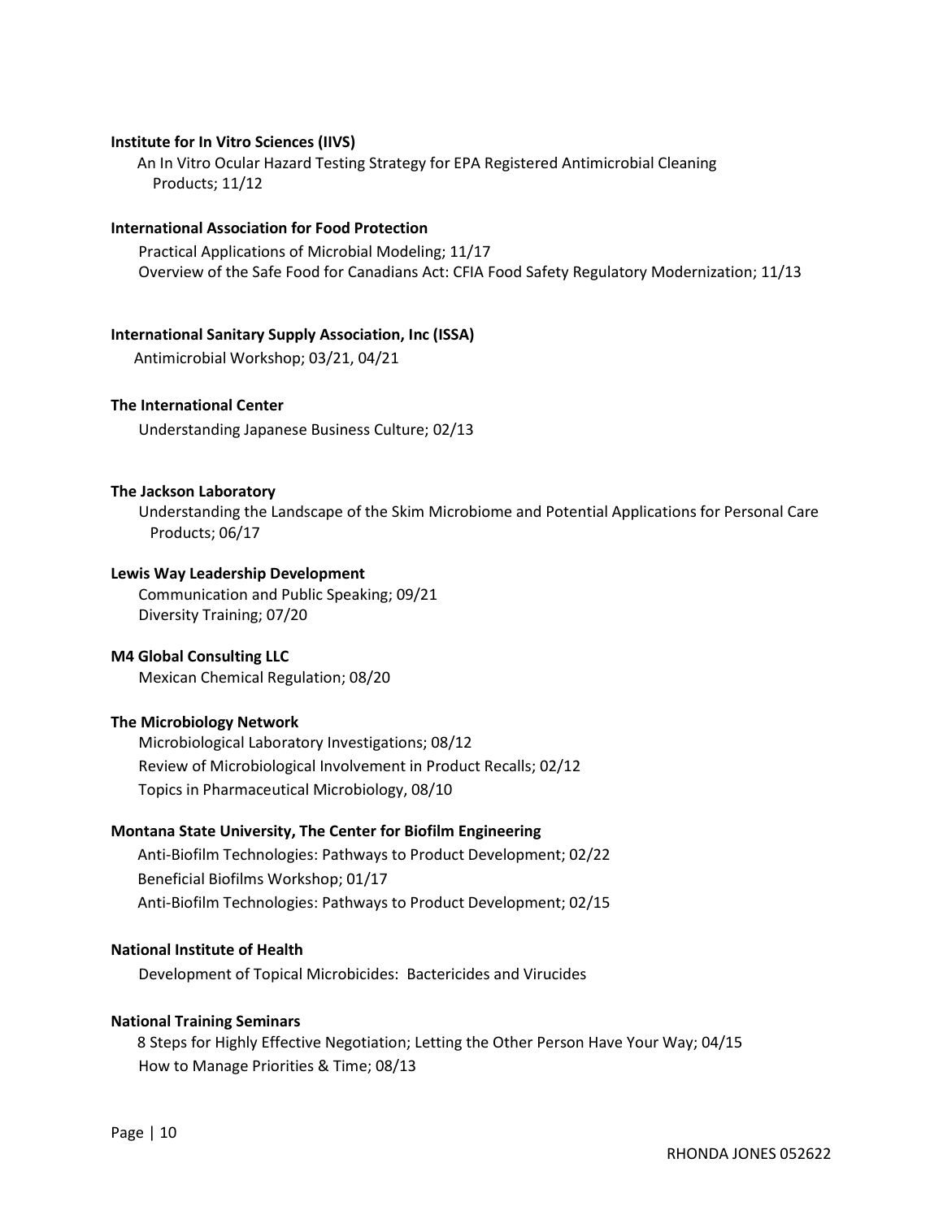**Institute for In Vitro Sciences (IIVS)**

An In Vitro Ocular Hazard Testing Strategy for EPA Registered Antimicrobial Cleaning Products; 11/12

**International Association for Food Protection**

Practical Applications of Microbial Modeling; 11/17
Overview of the Safe Food for Canadians Act: CFIA Food Safety Regulatory Modernization; 11/13

**International Sanitary Supply Association, Inc (ISSA)**

Antimicrobial Workshop; 03/21, 04/21

**The International Center**

Understanding Japanese Business Culture; 02/13

**The Jackson Laboratory**

Understanding the Landscape of the Skim Microbiome and Potential Applications for Personal Care Products; 06/17

**Lewis Way Leadership Development**

Communication and Public Speaking; 09/21
Diversity Training; 07/20

**M4 Global Consulting LLC**

Mexican Chemical Regulation; 08/20

**The Microbiology Network**

Microbiological Laboratory Investigations; 08/12
Review of Microbiological Involvement in Product Recalls; 02/12
Topics in Pharmaceutical Microbiology, 08/10

**Montana State University, The Center for Biofilm Engineering**

Anti-Biofilm Technologies: Pathways to Product Development; 02/22
Beneficial Biofilms Workshop; 01/17
Anti-Biofilm Technologies: Pathways to Product Development; 02/15

**National Institute of Health**

Development of Topical Microbicides: Bactericides and Virucides

**National Training Seminars**

8 Steps for Highly Effective Negotiation; Letting the Other Person Have Your Way; 04/15
How to Manage Priorities & Time; 08/13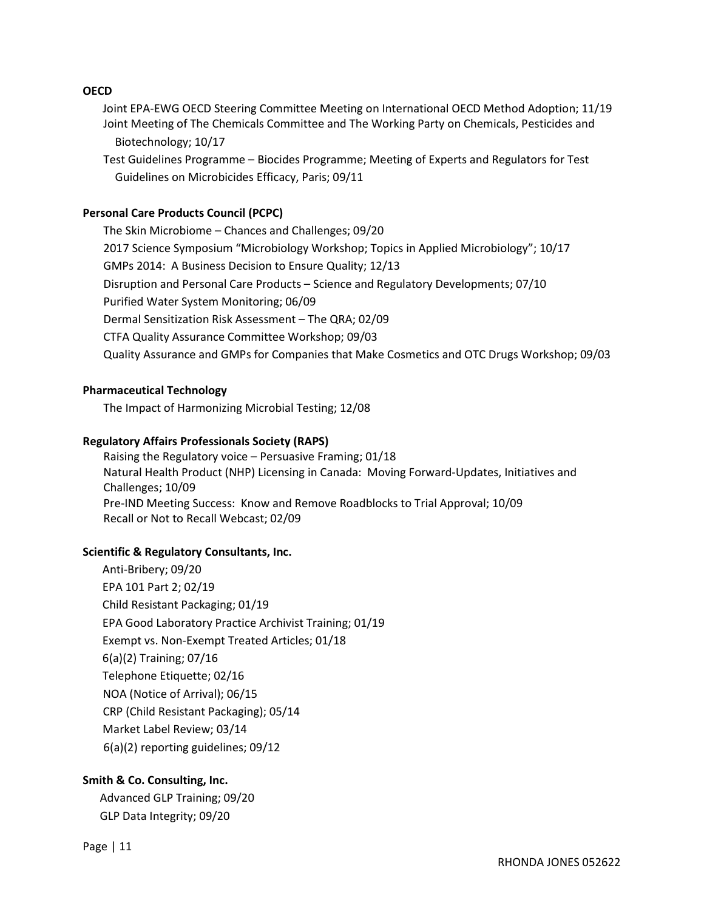**OECD**

Joint EPA-EWG OECD Steering Committee Meeting on International OECD Method Adoption; 11/19
Joint Meeting of The Chemicals Committee and The Working Party on Chemicals, Pesticides and Biotechnology; 10/17
Test Guidelines Programme – Biocides Programme; Meeting of Experts and Regulators for Test Guidelines on Microbicides Efficacy, Paris; 09/11

**Personal Care Products Council (PCPC)**

The Skin Microbiome – Chances and Challenges; 09/20
2017 Science Symposium "Microbiology Workshop; Topics in Applied Microbiology"; 10/17
GMPs 2014: A Business Decision to Ensure Quality; 12/13
Disruption and Personal Care Products – Science and Regulatory Developments; 07/10
Purified Water System Monitoring; 06/09
Dermal Sensitization Risk Assessment – The QRA; 02/09
CTFA Quality Assurance Committee Workshop; 09/03
Quality Assurance and GMPs for Companies that Make Cosmetics and OTC Drugs Workshop; 09/03

**Pharmaceutical Technology**

The Impact of Harmonizing Microbial Testing; 12/08

**Regulatory Affairs Professionals Society (RAPS)**

Raising the Regulatory voice – Persuasive Framing; 01/18
Natural Health Product (NHP) Licensing in Canada: Moving Forward-Updates, Initiatives and Challenges; 10/09
Pre-IND Meeting Success: Know and Remove Roadblocks to Trial Approval; 10/09
Recall or Not to Recall Webcast; 02/09

**Scientific & Regulatory Consultants, Inc.**

Anti-Bribery; 09/20
EPA 101 Part 2; 02/19
Child Resistant Packaging; 01/19
EPA Good Laboratory Practice Archivist Training; 01/19
Exempt vs. Non-Exempt Treated Articles; 01/18
6(a)(2) Training; 07/16
Telephone Etiquette; 02/16
NOA (Notice of Arrival); 06/15
CRP (Child Resistant Packaging); 05/14
Market Label Review; 03/14
6(a)(2) reporting guidelines; 09/12

**Smith & Co. Consulting, Inc.**

Advanced GLP Training; 09/20
GLP Data Integrity; 09/20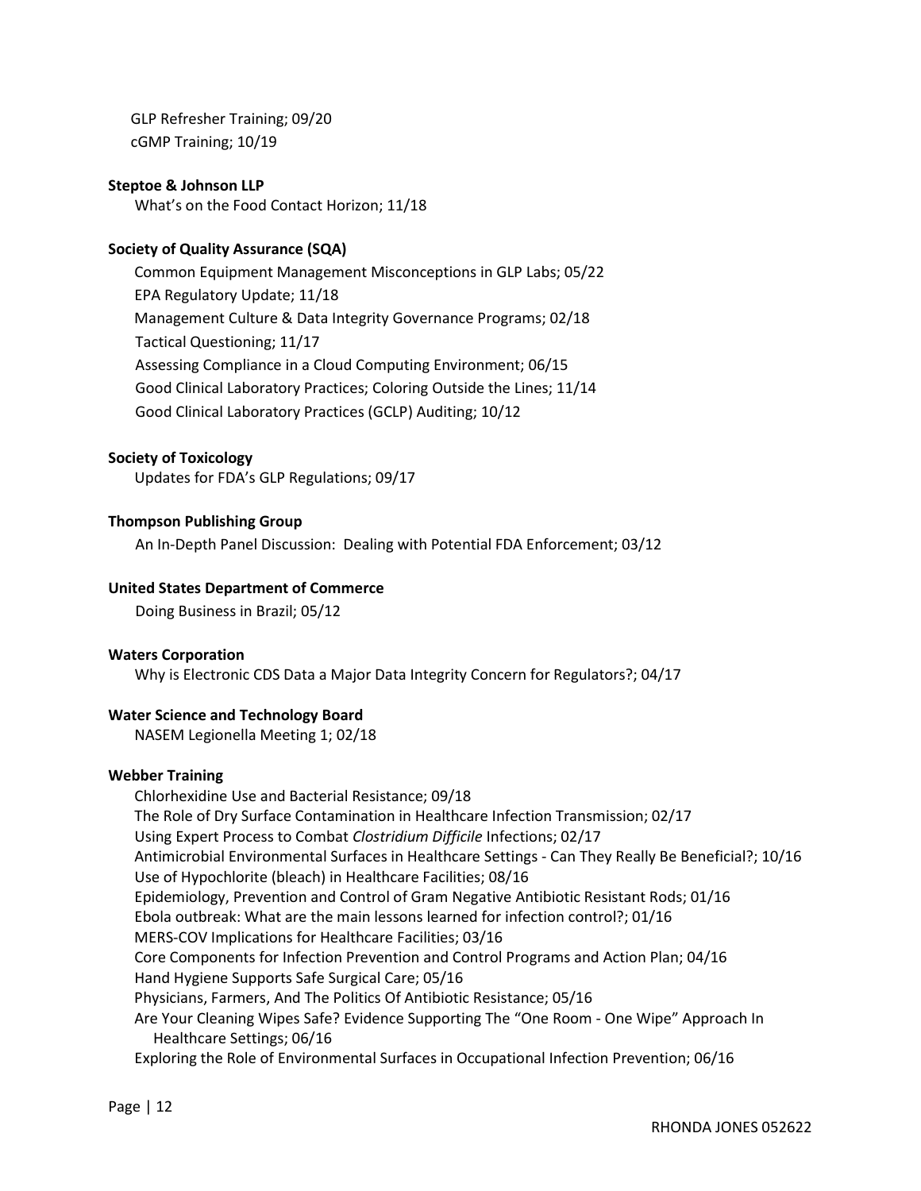GLP Refresher Training; 09/20
cGMP Training; 10/19

**Steptoe & Johnson LLP**

What's on the Food Contact Horizon; 11/18

**Society of Quality Assurance (SQA)**

Common Equipment Management Misconceptions in GLP Labs; 05/22
EPA Regulatory Update; 11/18
Management Culture & Data Integrity Governance Programs; 02/18
Tactical Questioning; 11/17
Assessing Compliance in a Cloud Computing Environment; 06/15
Good Clinical Laboratory Practices; Coloring Outside the Lines; 11/14
Good Clinical Laboratory Practices (GCLP) Auditing; 10/12

**Society of Toxicology**

Updates for FDA's GLP Regulations; 09/17

**Thompson Publishing Group**

An In-Depth Panel Discussion: Dealing with Potential FDA Enforcement; 03/12

**United States Department of Commerce**

Doing Business in Brazil; 05/12

**Waters Corporation**

Why is Electronic CDS Data a Major Data Integrity Concern for Regulators?; 04/17

**Water Science and Technology Board**

NASEM Legionella Meeting 1; 02/18

**Webber Training**

Chlorhexidine Use and Bacterial Resistance; 09/18
The Role of Dry Surface Contamination in Healthcare Infection Transmission; 02/17
Using Expert Process to Combat *Clostridium Difficile* Infections; 02/17
Antimicrobial Environmental Surfaces in Healthcare Settings - Can They Really Be Beneficial?; 10/16
Use of Hypochlorite (bleach) in Healthcare Facilities; 08/16
Epidemiology, Prevention and Control of Gram Negative Antibiotic Resistant Rods; 01/16
Ebola outbreak: What are the main lessons learned for infection control?; 01/16
MERS-COV Implications for Healthcare Facilities; 03/16
Core Components for Infection Prevention and Control Programs and Action Plan; 04/16
Hand Hygiene Supports Safe Surgical Care; 05/16
Physicians, Farmers, And The Politics Of Antibiotic Resistance; 05/16
Are Your Cleaning Wipes Safe? Evidence Supporting The "One Room - One Wipe" Approach In Healthcare Settings; 06/16
Exploring the Role of Environmental Surfaces in Occupational Infection Prevention; 06/16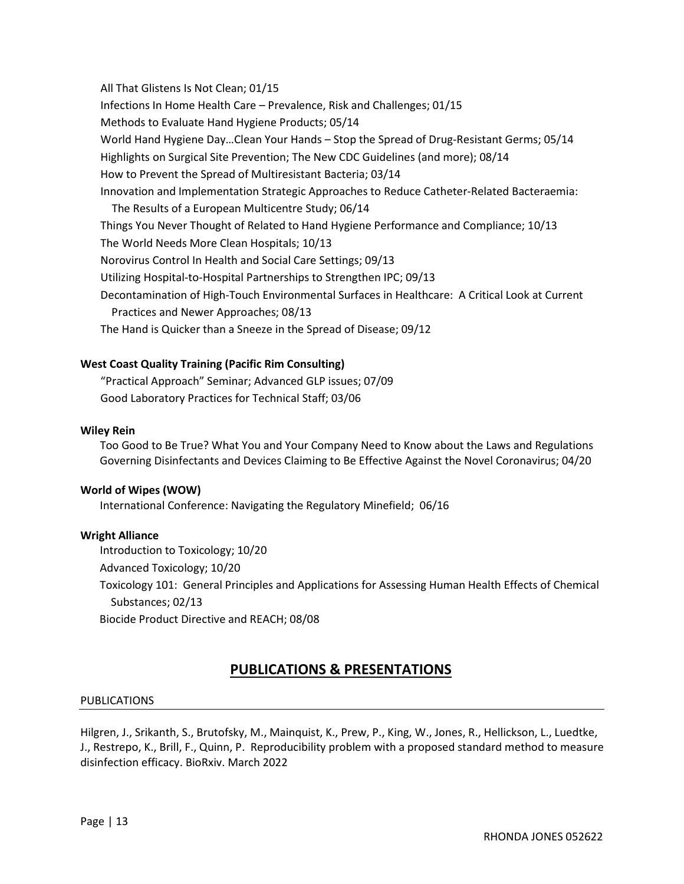All That Glistens Is Not Clean; 01/15
Infections In Home Health Care – Prevalence, Risk and Challenges; 01/15
Methods to Evaluate Hand Hygiene Products; 05/14
World Hand Hygiene Day…Clean Your Hands – Stop the Spread of Drug-Resistant Germs; 05/14
Highlights on Surgical Site Prevention; The New CDC Guidelines (and more); 08/14
How to Prevent the Spread of Multiresistant Bacteria; 03/14
Innovation and Implementation Strategic Approaches to Reduce Catheter-Related Bacteraemia: The Results of a European Multicentre Study; 06/14
Things You Never Thought of Related to Hand Hygiene Performance and Compliance; 10/13
The World Needs More Clean Hospitals; 10/13
Norovirus Control In Health and Social Care Settings; 09/13
Utilizing Hospital-to-Hospital Partnerships to Strengthen IPC; 09/13
Decontamination of High-Touch Environmental Surfaces in Healthcare: A Critical Look at Current Practices and Newer Approaches; 08/13
The Hand is Quicker than a Sneeze in the Spread of Disease; 09/12

**West Coast Quality Training (Pacific Rim Consulting)**

"Practical Approach" Seminar; Advanced GLP issues; 07/09
Good Laboratory Practices for Technical Staff; 03/06

**Wiley Rein**

Too Good to Be True? What You and Your Company Need to Know about the Laws and Regulations Governing Disinfectants and Devices Claiming to Be Effective Against the Novel Coronavirus; 04/20

**World of Wipes (WOW)**

International Conference: Navigating the Regulatory Minefield; 06/16

**Wright Alliance**

Introduction to Toxicology; 10/20
Advanced Toxicology; 10/20
Toxicology 101: General Principles and Applications for Assessing Human Health Effects of Chemical Substances; 02/13
Biocide Product Directive and REACH; 08/08

## PUBLICATIONS & PRESENTATIONS

### PUBLICATIONS

Hilgren, J., Srikanth, S., Brutofsky, M., Mainquist, K., Prew, P., King, W., Jones, R., Hellickson, L., Luedtke, J., Restrepo, K., Brill, F., Quinn, P. Reproducibility problem with a proposed standard method to measure disinfection efficacy. BioRxiv. March 2022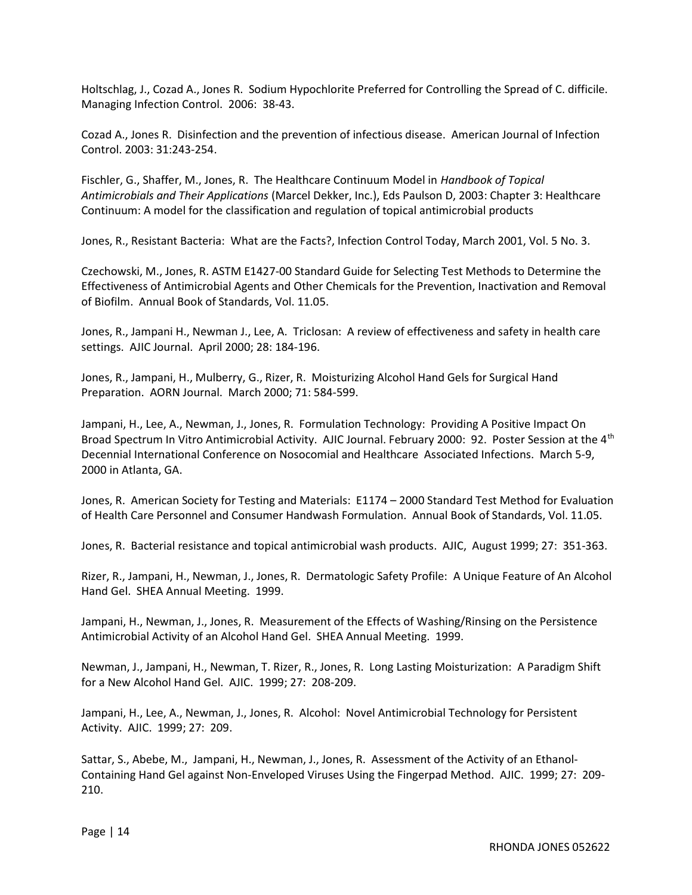Holtschlag, J., Cozad A., Jones R. Sodium Hypochlorite Preferred for Controlling the Spread of C. difficile. Managing Infection Control. 2006: 38-43.

Cozad A., Jones R. Disinfection and the prevention of infectious disease. American Journal of Infection Control. 2003: 31:243-254.

Fischler, G., Shaffer, M., Jones, R. The Healthcare Continuum Model in *Handbook of Topical Antimicrobials and Their Applications* (Marcel Dekker, Inc.), Eds Paulson D, 2003: Chapter 3: Healthcare Continuum: A model for the classification and regulation of topical antimicrobial products

Jones, R., Resistant Bacteria: What are the Facts?, Infection Control Today, March 2001, Vol. 5 No. 3.

Czechowski, M., Jones, R. ASTM E1427-00 Standard Guide for Selecting Test Methods to Determine the Effectiveness of Antimicrobial Agents and Other Chemicals for the Prevention, Inactivation and Removal of Biofilm. Annual Book of Standards, Vol. 11.05.

Jones, R., Jampani H., Newman J., Lee, A. Triclosan: A review of effectiveness and safety in health care settings. AJIC Journal. April 2000; 28: 184-196.

Jones, R., Jampani, H., Mulberry, G., Rizer, R. Moisturizing Alcohol Hand Gels for Surgical Hand Preparation. AORN Journal. March 2000; 71: 584-599.

Jampani, H., Lee, A., Newman, J., Jones, R. Formulation Technology: Providing A Positive Impact On Broad Spectrum In Vitro Antimicrobial Activity. AJIC Journal. February 2000: 92. Poster Session at the 4th Decennial International Conference on Nosocomial and Healthcare Associated Infections. March 5-9, 2000 in Atlanta, GA.

Jones, R. American Society for Testing and Materials: E1174 – 2000 Standard Test Method for Evaluation of Health Care Personnel and Consumer Handwash Formulation. Annual Book of Standards, Vol. 11.05.

Jones, R. Bacterial resistance and topical antimicrobial wash products. AJIC, August 1999; 27: 351-363.

Rizer, R., Jampani, H., Newman, J., Jones, R. Dermatologic Safety Profile: A Unique Feature of An Alcohol Hand Gel. SHEA Annual Meeting. 1999.

Jampani, H., Newman, J., Jones, R. Measurement of the Effects of Washing/Rinsing on the Persistence Antimicrobial Activity of an Alcohol Hand Gel. SHEA Annual Meeting. 1999.

Newman, J., Jampani, H., Newman, T. Rizer, R., Jones, R. Long Lasting Moisturization: A Paradigm Shift for a New Alcohol Hand Gel. AJIC. 1999; 27: 208-209.

Jampani, H., Lee, A., Newman, J., Jones, R. Alcohol: Novel Antimicrobial Technology for Persistent Activity. AJIC. 1999; 27: 209.

Sattar, S., Abebe, M., Jampani, H., Newman, J., Jones, R. Assessment of the Activity of an Ethanol-Containing Hand Gel against Non-Enveloped Viruses Using the Fingerpad Method. AJIC. 1999; 27: 209-210.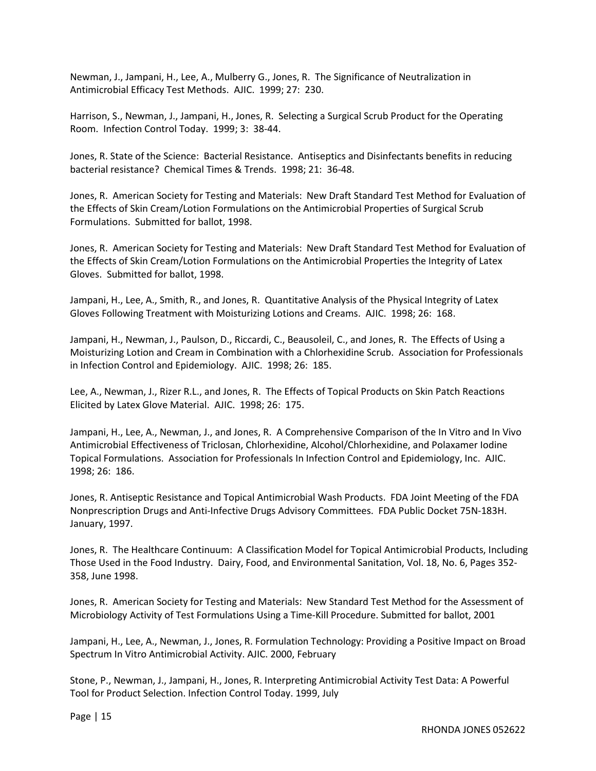Newman, J., Jampani, H., Lee, A., Mulberry G., Jones, R. The Significance of Neutralization in Antimicrobial Efficacy Test Methods. AJIC. 1999; 27: 230.

Harrison, S., Newman, J., Jampani, H., Jones, R. Selecting a Surgical Scrub Product for the Operating Room. Infection Control Today. 1999; 3: 38-44.

Jones, R. State of the Science: Bacterial Resistance. Antiseptics and Disinfectants benefits in reducing bacterial resistance? Chemical Times & Trends. 1998; 21: 36-48.

Jones, R. American Society for Testing and Materials: New Draft Standard Test Method for Evaluation of the Effects of Skin Cream/Lotion Formulations on the Antimicrobial Properties of Surgical Scrub Formulations. Submitted for ballot, 1998.

Jones, R. American Society for Testing and Materials: New Draft Standard Test Method for Evaluation of the Effects of Skin Cream/Lotion Formulations on the Antimicrobial Properties the Integrity of Latex Gloves. Submitted for ballot, 1998.

Jampani, H., Lee, A., Smith, R., and Jones, R. Quantitative Analysis of the Physical Integrity of Latex Gloves Following Treatment with Moisturizing Lotions and Creams. AJIC. 1998; 26: 168.

Jampani, H., Newman, J., Paulson, D., Riccardi, C., Beausoleil, C., and Jones, R. The Effects of Using a Moisturizing Lotion and Cream in Combination with a Chlorhexidine Scrub. Association for Professionals in Infection Control and Epidemiology. AJIC. 1998; 26: 185.

Lee, A., Newman, J., Rizer R.L., and Jones, R. The Effects of Topical Products on Skin Patch Reactions Elicited by Latex Glove Material. AJIC. 1998; 26: 175.

Jampani, H., Lee, A., Newman, J., and Jones, R. A Comprehensive Comparison of the In Vitro and In Vivo Antimicrobial Effectiveness of Triclosan, Chlorhexidine, Alcohol/Chlorhexidine, and Polaxamer Iodine Topical Formulations. Association for Professionals In Infection Control and Epidemiology, Inc. AJIC. 1998; 26: 186.

Jones, R. Antiseptic Resistance and Topical Antimicrobial Wash Products. FDA Joint Meeting of the FDA Nonprescription Drugs and Anti-Infective Drugs Advisory Committees. FDA Public Docket 75N-183H. January, 1997.

Jones, R. The Healthcare Continuum: A Classification Model for Topical Antimicrobial Products, Including Those Used in the Food Industry. Dairy, Food, and Environmental Sanitation, Vol. 18, No. 6, Pages 352-358, June 1998.

Jones, R. American Society for Testing and Materials: New Standard Test Method for the Assessment of Microbiology Activity of Test Formulations Using a Time-Kill Procedure. Submitted for ballot, 2001

Jampani, H., Lee, A., Newman, J., Jones, R. Formulation Technology: Providing a Positive Impact on Broad Spectrum In Vitro Antimicrobial Activity. AJIC. 2000, February

Stone, P., Newman, J., Jampani, H., Jones, R. Interpreting Antimicrobial Activity Test Data: A Powerful Tool for Product Selection. Infection Control Today. 1999, July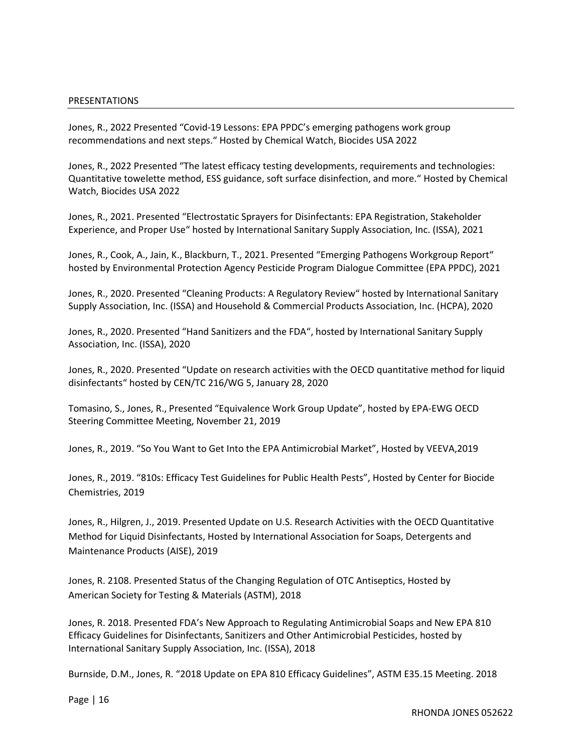## PRESENTATIONS

Jones, R., 2022 Presented "Covid-19 Lessons: EPA PPDC's emerging pathogens work group recommendations and next steps." Hosted by Chemical Watch, Biocides USA 2022

Jones, R., 2022 Presented "The latest efficacy testing developments, requirements and technologies: Quantitative towelette method, ESS guidance, soft surface disinfection, and more." Hosted by Chemical Watch, Biocides USA 2022

Jones, R., 2021. Presented "Electrostatic Sprayers for Disinfectants: EPA Registration, Stakeholder Experience, and Proper Use" hosted by International Sanitary Supply Association, Inc. (ISSA), 2021

Jones, R., Cook, A., Jain, K., Blackburn, T., 2021. Presented "Emerging Pathogens Workgroup Report" hosted by Environmental Protection Agency Pesticide Program Dialogue Committee (EPA PPDC), 2021

Jones, R., 2020. Presented "Cleaning Products: A Regulatory Review" hosted by International Sanitary Supply Association, Inc. (ISSA) and Household & Commercial Products Association, Inc. (HCPA), 2020

Jones, R., 2020. Presented "Hand Sanitizers and the FDA", hosted by International Sanitary Supply Association, Inc. (ISSA), 2020

Jones, R., 2020. Presented "Update on research activities with the OECD quantitative method for liquid disinfectants" hosted by CEN/TC 216/WG 5, January 28, 2020

Tomasino, S., Jones, R., Presented "Equivalence Work Group Update", hosted by EPA-EWG OECD Steering Committee Meeting, November 21, 2019

Jones, R., 2019. "So You Want to Get Into the EPA Antimicrobial Market", Hosted by VEEVA,2019

Jones, R., 2019. "810s: Efficacy Test Guidelines for Public Health Pests", Hosted by Center for Biocide Chemistries, 2019

Jones, R., Hilgren, J., 2019. Presented Update on U.S. Research Activities with the OECD Quantitative Method for Liquid Disinfectants, Hosted by International Association for Soaps, Detergents and Maintenance Products (AISE), 2019

Jones, R. 2108. Presented Status of the Changing Regulation of OTC Antiseptics, Hosted by American Society for Testing & Materials (ASTM), 2018

Jones, R. 2018. Presented FDA's New Approach to Regulating Antimicrobial Soaps and New EPA 810 Efficacy Guidelines for Disinfectants, Sanitizers and Other Antimicrobial Pesticides, hosted by International Sanitary Supply Association, Inc. (ISSA), 2018

Burnside, D.M., Jones, R. "2018 Update on EPA 810 Efficacy Guidelines", ASTM E35.15 Meeting. 2018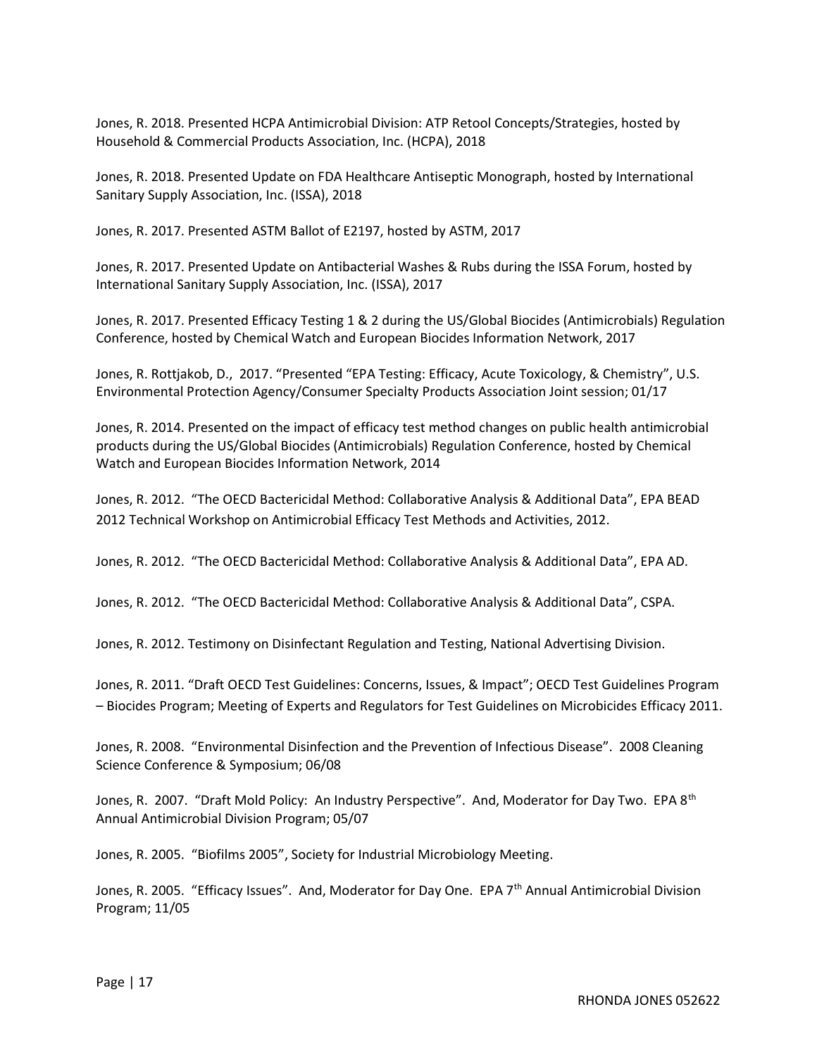Jones, R. 2018. Presented HCPA Antimicrobial Division: ATP Retool Concepts/Strategies, hosted by Household & Commercial Products Association, Inc. (HCPA), 2018

Jones, R. 2018. Presented Update on FDA Healthcare Antiseptic Monograph, hosted by International Sanitary Supply Association, Inc. (ISSA), 2018

Jones, R. 2017. Presented ASTM Ballot of E2197, hosted by ASTM, 2017

Jones, R. 2017. Presented Update on Antibacterial Washes & Rubs during the ISSA Forum, hosted by International Sanitary Supply Association, Inc. (ISSA), 2017

Jones, R. 2017. Presented Efficacy Testing 1 & 2 during the US/Global Biocides (Antimicrobials) Regulation Conference, hosted by Chemical Watch and European Biocides Information Network, 2017

Jones, R. Rottjakob, D., 2017. "Presented "EPA Testing: Efficacy, Acute Toxicology, & Chemistry", U.S. Environmental Protection Agency/Consumer Specialty Products Association Joint session; 01/17

Jones, R. 2014. Presented on the impact of efficacy test method changes on public health antimicrobial products during the US/Global Biocides (Antimicrobials) Regulation Conference, hosted by Chemical Watch and European Biocides Information Network, 2014

Jones, R. 2012. "The OECD Bactericidal Method: Collaborative Analysis & Additional Data", EPA BEAD 2012 Technical Workshop on Antimicrobial Efficacy Test Methods and Activities, 2012.

Jones, R. 2012. "The OECD Bactericidal Method: Collaborative Analysis & Additional Data", EPA AD.

Jones, R. 2012. "The OECD Bactericidal Method: Collaborative Analysis & Additional Data", CSPA.

Jones, R. 2012. Testimony on Disinfectant Regulation and Testing, National Advertising Division.

Jones, R. 2011. "Draft OECD Test Guidelines: Concerns, Issues, & Impact"; OECD Test Guidelines Program – Biocides Program; Meeting of Experts and Regulators for Test Guidelines on Microbicides Efficacy 2011.

Jones, R. 2008. "Environmental Disinfection and the Prevention of Infectious Disease". 2008 Cleaning Science Conference & Symposium; 06/08

Jones, R. 2007. "Draft Mold Policy: An Industry Perspective". And, Moderator for Day Two. EPA 8th Annual Antimicrobial Division Program; 05/07

Jones, R. 2005. "Biofilms 2005", Society for Industrial Microbiology Meeting.

Jones, R. 2005. "Efficacy Issues". And, Moderator for Day One. EPA 7th Annual Antimicrobial Division Program; 11/05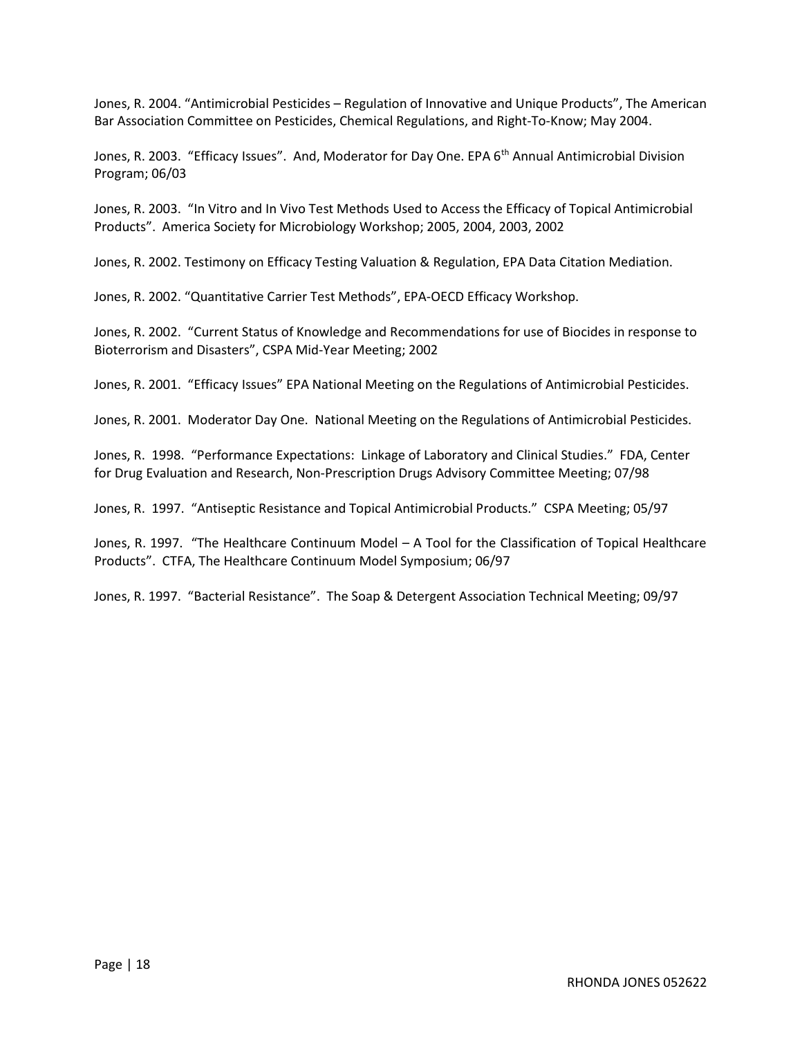Jones, R. 2004. "Antimicrobial Pesticides – Regulation of Innovative and Unique Products", The American Bar Association Committee on Pesticides, Chemical Regulations, and Right-To-Know; May 2004.

Jones, R. 2003. "Efficacy Issues". And, Moderator for Day One. EPA 6th Annual Antimicrobial Division Program; 06/03

Jones, R. 2003. "In Vitro and In Vivo Test Methods Used to Access the Efficacy of Topical Antimicrobial Products". America Society for Microbiology Workshop; 2005, 2004, 2003, 2002

Jones, R. 2002. Testimony on Efficacy Testing Valuation & Regulation, EPA Data Citation Mediation.

Jones, R. 2002. "Quantitative Carrier Test Methods", EPA-OECD Efficacy Workshop.

Jones, R. 2002. "Current Status of Knowledge and Recommendations for use of Biocides in response to Bioterrorism and Disasters", CSPA Mid-Year Meeting; 2002

Jones, R. 2001. "Efficacy Issues" EPA National Meeting on the Regulations of Antimicrobial Pesticides.

Jones, R. 2001. Moderator Day One. National Meeting on the Regulations of Antimicrobial Pesticides.

Jones, R. 1998. "Performance Expectations: Linkage of Laboratory and Clinical Studies." FDA, Center for Drug Evaluation and Research, Non-Prescription Drugs Advisory Committee Meeting; 07/98

Jones, R. 1997. "Antiseptic Resistance and Topical Antimicrobial Products." CSPA Meeting; 05/97

Jones, R. 1997. "The Healthcare Continuum Model – A Tool for the Classification of Topical Healthcare Products". CTFA, The Healthcare Continuum Model Symposium; 06/97

Jones, R. 1997. "Bacterial Resistance". The Soap & Detergent Association Technical Meeting; 09/97